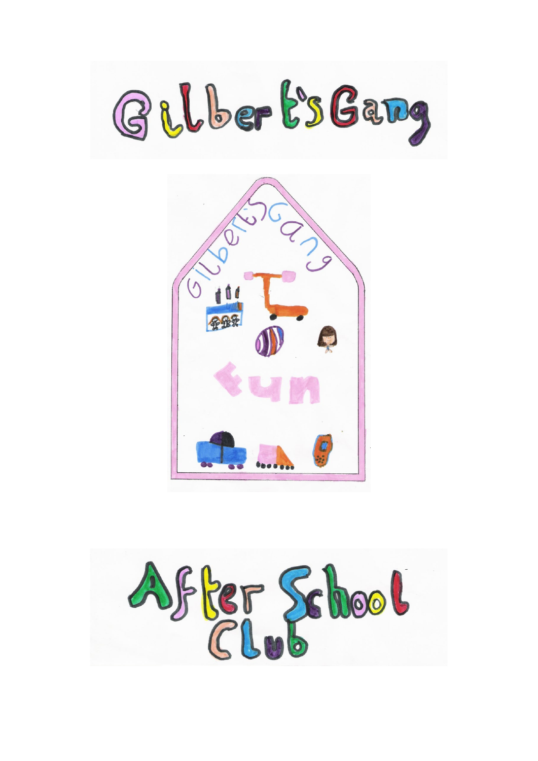# Gilbert's Gang

Gilbert's Gang

Fun

# After School Club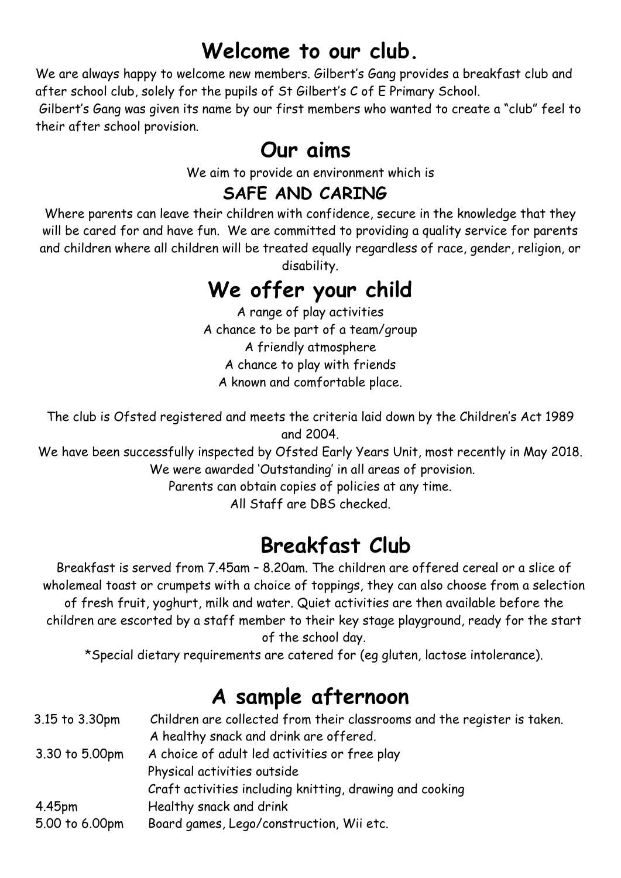# Welcome to our club.

We are always happy to welcome new members. Gilbert's Gang provides a breakfast club and after school club, solely for the pupils of St Gilbert's C of E Primary School.

Gilbert's Gang was given its name by our first members who wanted to create a "club" feel to their after school provision.

# Our aims

We aim to provide an environment which is

## SAFE AND CARING

Where parents can leave their children with confidence, secure in the knowledge that they will be cared for and have fun. We are committed to providing a quality service for parents and children where all children will be treated equally regardless of race, gender, religion, or disability.

# We offer your child

A range of play activities
A chance to be part of a team/group
A friendly atmosphere
A chance to play with friends
A known and comfortable place.

The club is Ofsted registered and meets the criteria laid down by the Children's Act 1989 and 2004.

We have been successfully inspected by Ofsted Early Years Unit, most recently in May 2018.
We were awarded 'Outstanding' in all areas of provision.
Parents can obtain copies of policies at any time.
All Staff are DBS checked.

# Breakfast Club

Breakfast is served from 7.45am – 8.20am. The children are offered cereal or a slice of wholemeal toast or crumpets with a choice of toppings, they can also choose from a selection of fresh fruit, yoghurt, milk and water. Quiet activities are then available before the children are escorted by a staff member to their key stage playground, ready for the start of the school day.

*Special dietary requirements are catered for (eg gluten, lactose intolerance).

# A sample afternoon

| | |
|---|---|
| 3.15 to 3.30pm | Children are collected from their classrooms and the register is taken. A healthy snack and drink are offered. |
| 3.30 to 5.00pm | A choice of adult led activities or free play<br>Physical activities outside<br>Craft activities including knitting, drawing and cooking |
| 4.45pm | Healthy snack and drink |
| 5.00 to 6.00pm | Board games, Lego/construction, Wii etc. |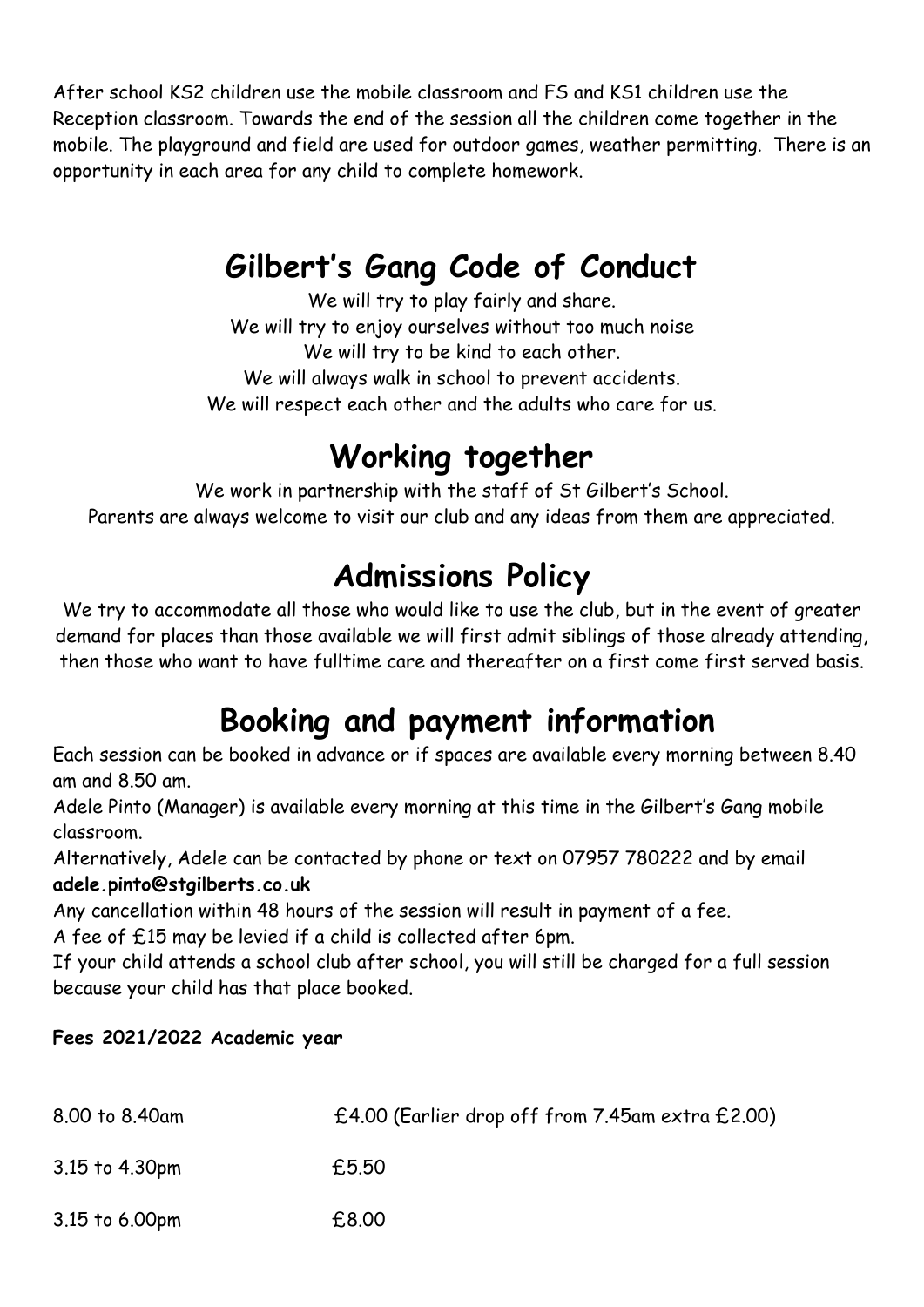After school KS2 children use the mobile classroom and FS and KS1 children use the Reception classroom. Towards the end of the session all the children come together in the mobile. The playground and field are used for outdoor games, weather permitting. There is an opportunity in each area for any child to complete homework.

# Gilbert's Gang Code of Conduct

We will try to play fairly and share.
We will try to enjoy ourselves without too much noise
We will try to be kind to each other.
We will always walk in school to prevent accidents.
We will respect each other and the adults who care for us.

# Working together

We work in partnership with the staff of St Gilbert's School.
Parents are always welcome to visit our club and any ideas from them are appreciated.

# Admissions Policy

We try to accommodate all those who would like to use the club, but in the event of greater demand for places than those available we will first admit siblings of those already attending, then those who want to have fulltime care and thereafter on a first come first served basis.

# Booking and payment information

Each session can be booked in advance or if spaces are available every morning between 8.40 am and 8.50 am.

Adele Pinto (Manager) is available every morning at this time in the Gilbert's Gang mobile classroom.

Alternatively, Adele can be contacted by phone or text on 07957 780222 and by email **adele.pinto@stgilberts.co.uk**

Any cancellation within 48 hours of the session will result in payment of a fee.

A fee of £15 may be levied if a child is collected after 6pm.

If your child attends a school club after school, you will still be charged for a full session because your child has that place booked.

**Fees 2021/2022 Academic year**

| | |
|---|---|
| 8.00 to 8.40am | £4.00 (Earlier drop off from 7.45am extra £2.00) |
| 3.15 to 4.30pm | £5.50 |
| 3.15 to 6.00pm | £8.00 |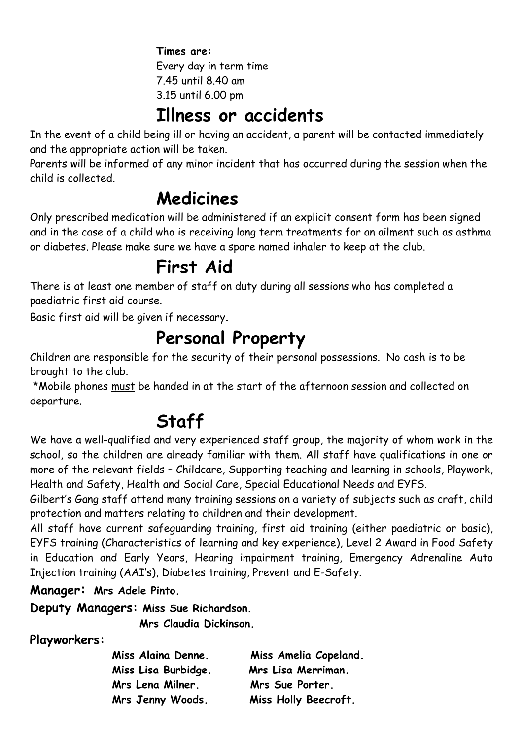**Times are:**
Every day in term time
7.45 until 8.40 am
3.15 until 6.00 pm

## Illness or accidents

In the event of a child being ill or having an accident, a parent will be contacted immediately and the appropriate action will be taken.

Parents will be informed of any minor incident that has occurred during the session when the child is collected.

## Medicines

Only prescribed medication will be administered if an explicit consent form has been signed and in the case of a child who is receiving long term treatments for an ailment such as asthma or diabetes. Please make sure we have a spare named inhaler to keep at the club.

## First Aid

There is at least one member of staff on duty during all sessions who has completed a paediatric first aid course.

Basic first aid will be given if necessary.

## Personal Property

Children are responsible for the security of their personal possessions. No cash is to be brought to the club.

*Mobile phones <u>must</u> be handed in at the start of the afternoon session and collected on departure.

## Staff

We have a well-qualified and very experienced staff group, the majority of whom work in the school, so the children are already familiar with them. All staff have qualifications in one or more of the relevant fields – Childcare, Supporting teaching and learning in schools, Playwork, Health and Safety, Health and Social Care, Special Educational Needs and EYFS.

Gilbert's Gang staff attend many training sessions on a variety of subjects such as craft, child protection and matters relating to children and their development.

All staff have current safeguarding training, first aid training (either paediatric or basic), EYFS training (Characteristics of learning and key experience), Level 2 Award in Food Safety in Education and Early Years, Hearing impairment training, Emergency Adrenaline Auto Injection training (AAI's), Diabetes training, Prevent and E-Safety.

**Manager: Mrs Adele Pinto.**

**Deputy Managers: Miss Sue Richardson.**
**Mrs Claudia Dickinson.**

**Playworkers:**

**Miss Alaina Denne.** **Miss Amelia Copeland.**
**Miss Lisa Burbidge.** **Mrs Lisa Merriman.**
**Mrs Lena Milner.** **Mrs Sue Porter.**
**Mrs Jenny Woods.** **Miss Holly Beecroft.**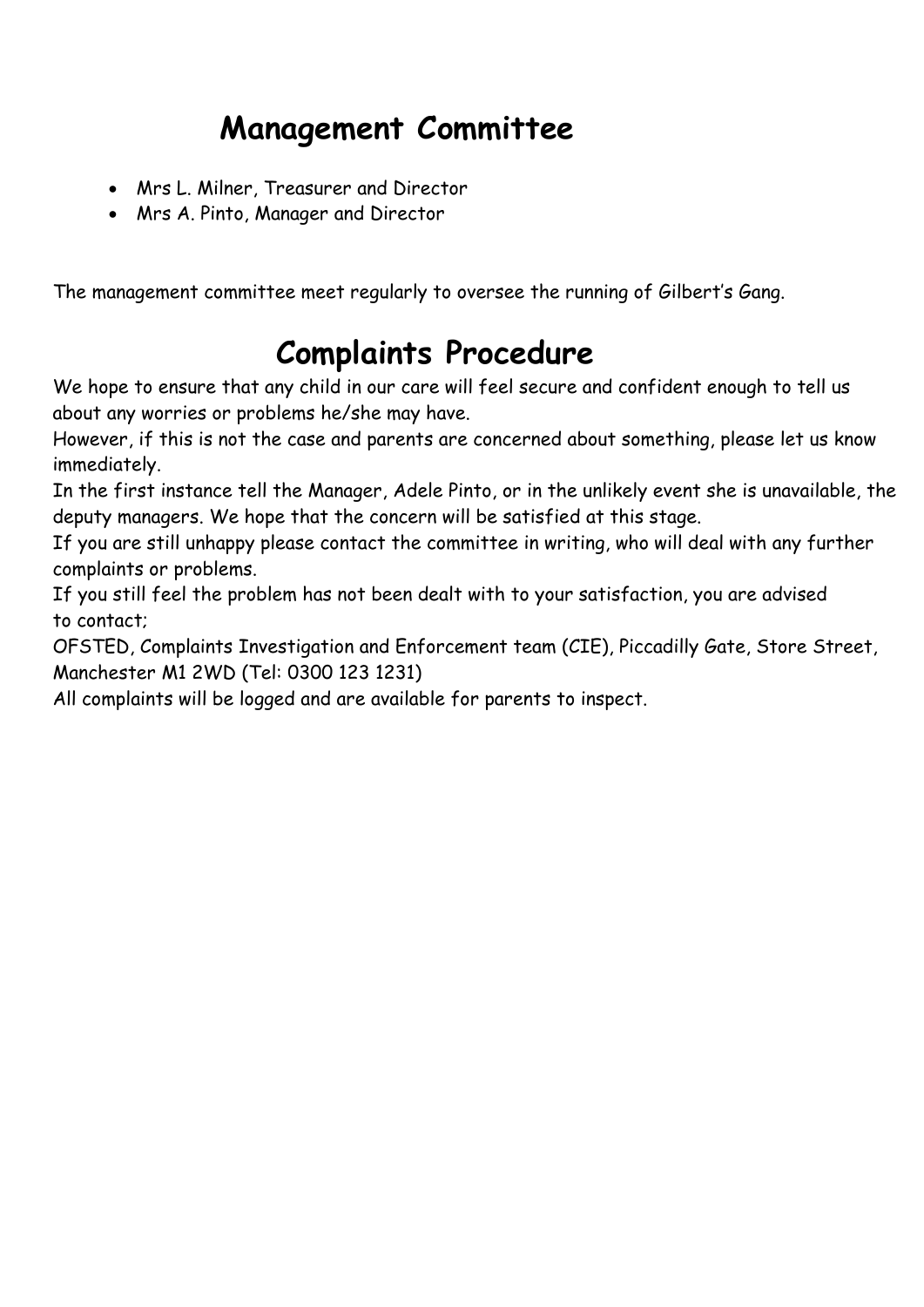# Management Committee

- Mrs L. Milner, Treasurer and Director
- Mrs A. Pinto, Manager and Director

The management committee meet regularly to oversee the running of Gilbert's Gang.

# Complaints Procedure

We hope to ensure that any child in our care will feel secure and confident enough to tell us about any worries or problems he/she may have.

However, if this is not the case and parents are concerned about something, please let us know immediately.

In the first instance tell the Manager, Adele Pinto, or in the unlikely event she is unavailable, the deputy managers. We hope that the concern will be satisfied at this stage.

If you are still unhappy please contact the committee in writing, who will deal with any further complaints or problems.

If you still feel the problem has not been dealt with to your satisfaction, you are advised to contact;

OFSTED, Complaints Investigation and Enforcement team (CIE), Piccadilly Gate, Store Street, Manchester M1 2WD (Tel: 0300 123 1231)

All complaints will be logged and are available for parents to inspect.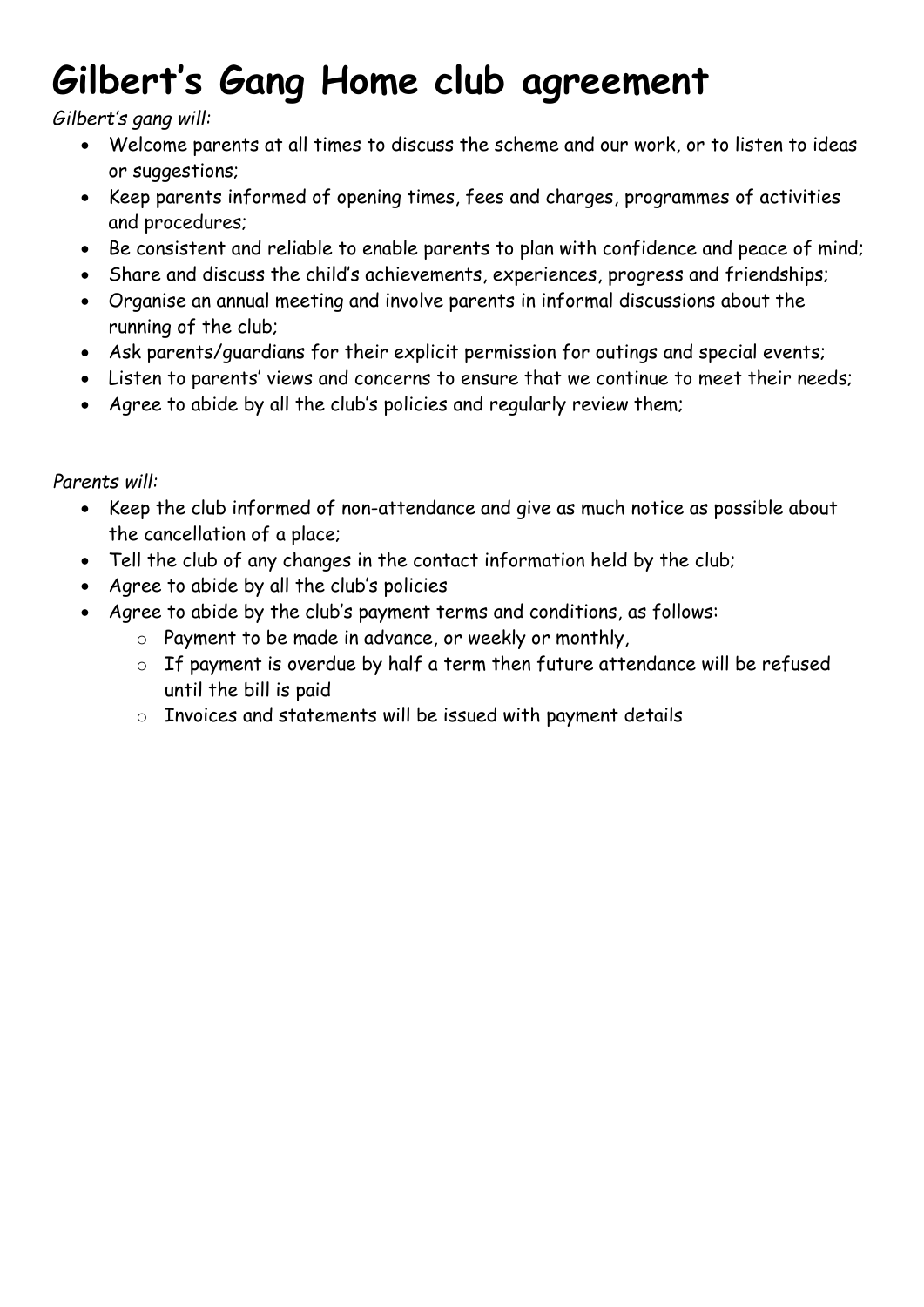# Gilbert's Gang Home club agreement

*Gilbert's gang will:*

- Welcome parents at all times to discuss the scheme and our work, or to listen to ideas or suggestions;
- Keep parents informed of opening times, fees and charges, programmes of activities and procedures;
- Be consistent and reliable to enable parents to plan with confidence and peace of mind;
- Share and discuss the child's achievements, experiences, progress and friendships;
- Organise an annual meeting and involve parents in informal discussions about the running of the club;
- Ask parents/guardians for their explicit permission for outings and special events;
- Listen to parents' views and concerns to ensure that we continue to meet their needs;
- Agree to abide by all the club's policies and regularly review them;

*Parents will:*

- Keep the club informed of non-attendance and give as much notice as possible about the cancellation of a place;
- Tell the club of any changes in the contact information held by the club;
- Agree to abide by all the club's policies
- Agree to abide by the club's payment terms and conditions, as follows:
  - Payment to be made in advance, or weekly or monthly,
  - If payment is overdue by half a term then future attendance will be refused until the bill is paid
  - Invoices and statements will be issued with payment details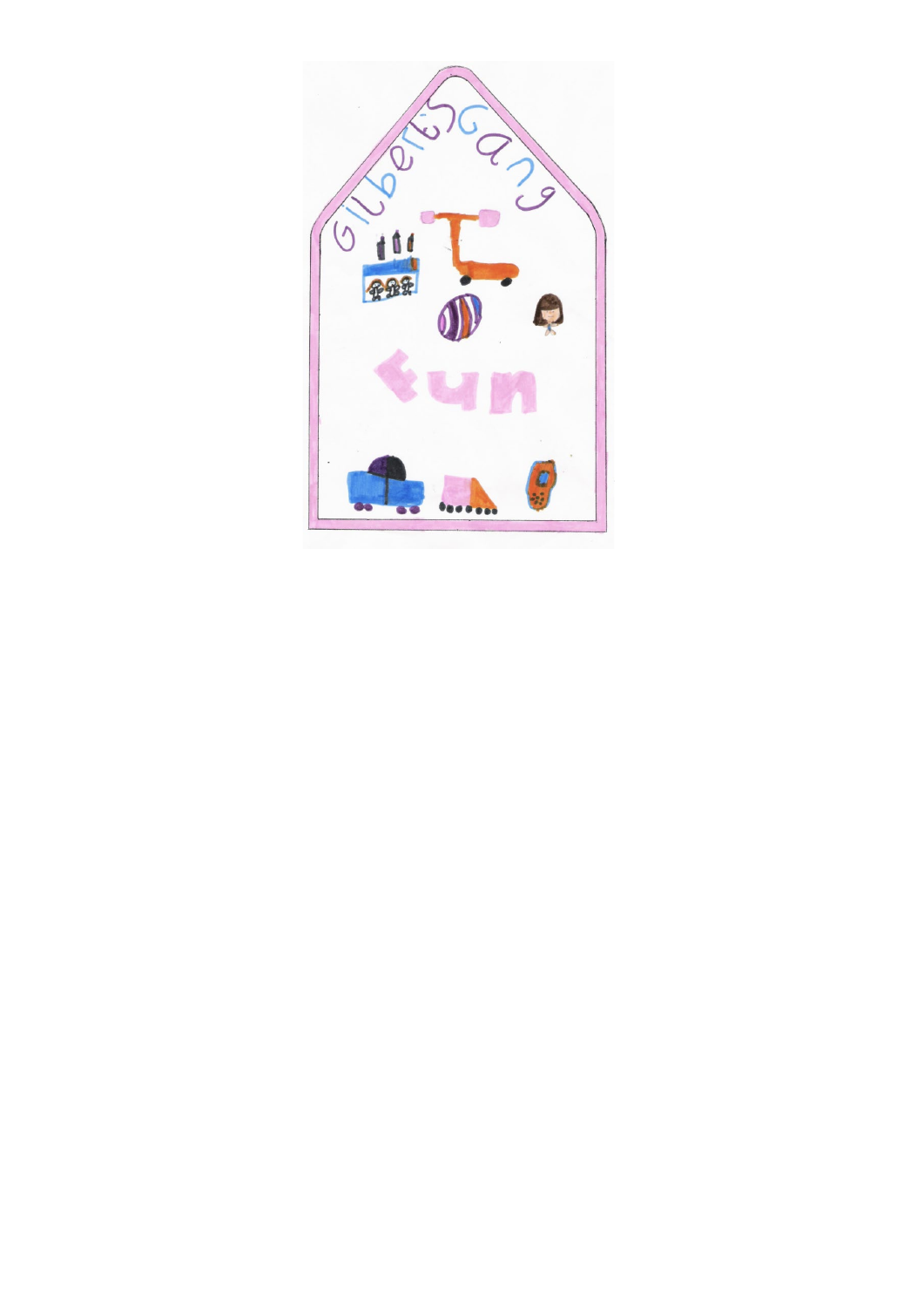Gilberts Gang

Fun